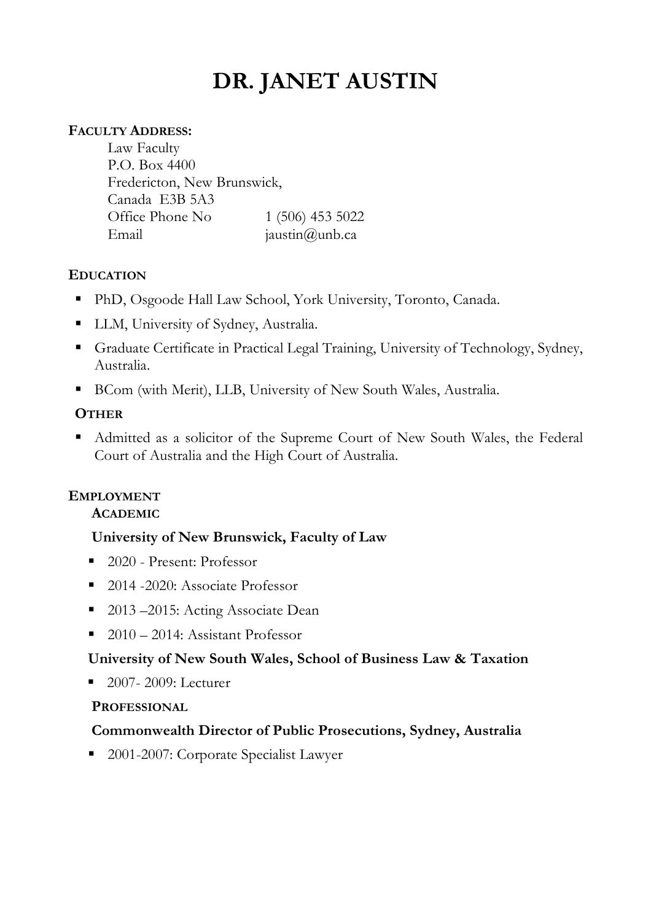# DR. JANET AUSTIN

**FACULTY ADDRESS:**

Law Faculty
P.O. Box 4400
Fredericton, New Brunswick,
Canada E3B 5A3
Office Phone No 1 (506) 453 5022
Email jaustin@unb.ca

## EDUCATION

- PhD, Osgoode Hall Law School, York University, Toronto, Canada.
- LLM, University of Sydney, Australia.
- Graduate Certificate in Practical Legal Training, University of Technology, Sydney, Australia.
- BCom (with Merit), LLB, University of New South Wales, Australia.

### OTHER

- Admitted as a solicitor of the Supreme Court of New South Wales, the Federal Court of Australia and the High Court of Australia.

## EMPLOYMENT

### ACADEMIC

**University of New Brunswick, Faculty of Law**

- 2020 - Present: Professor
- 2014 -2020: Associate Professor
- 2013 –2015: Acting Associate Dean
- 2010 – 2014: Assistant Professor

**University of New South Wales, School of Business Law & Taxation**

- 2007- 2009: Lecturer

### PROFESSIONAL

**Commonwealth Director of Public Prosecutions, Sydney, Australia**

- 2001-2007: Corporate Specialist Lawyer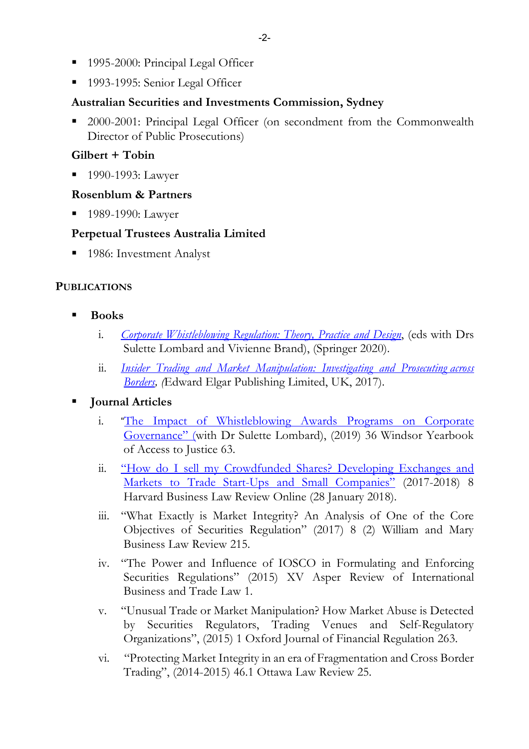- 1995-2000: Principal Legal Officer
- 1993-1995: Senior Legal Officer

**Australian Securities and Investments Commission, Sydney**

- 2000-2001: Principal Legal Officer (on secondment from the Commonwealth Director of Public Prosecutions)

**Gilbert + Tobin**

- 1990-1993: Lawyer

**Rosenblum & Partners**

- 1989-1990: Lawyer

**Perpetual Trustees Australia Limited**

- 1986: Investment Analyst

## PUBLICATIONS

- **Books**

  i. *Corporate Whistleblowing Regulation: Theory, Practice and Design*, (eds with Drs Sulette Lombard and Vivienne Brand), (Springer 2020).

  ii. *Insider Trading and Market Manipulation: Investigating and Prosecuting across Borders*, (Edward Elgar Publishing Limited, UK, 2017).

- **Journal Articles**

  i. "The Impact of Whistleblowing Awards Programs on Corporate Governance" (with Dr Sulette Lombard), (2019) 36 Windsor Yearbook of Access to Justice 63.

  ii. "How do I sell my Crowdfunded Shares? Developing Exchanges and Markets to Trade Start-Ups and Small Companies" (2017-2018) 8 Harvard Business Law Review Online (28 January 2018).

  iii. "What Exactly is Market Integrity? An Analysis of One of the Core Objectives of Securities Regulation" (2017) 8 (2) William and Mary Business Law Review 215.

  iv. "The Power and Influence of IOSCO in Formulating and Enforcing Securities Regulations" (2015) XV Asper Review of International Business and Trade Law 1.

  v. "Unusual Trade or Market Manipulation? How Market Abuse is Detected by Securities Regulators, Trading Venues and Self-Regulatory Organizations", (2015) 1 Oxford Journal of Financial Regulation 263.

  vi. "Protecting Market Integrity in an era of Fragmentation and Cross Border Trading", (2014-2015) 46.1 Ottawa Law Review 25.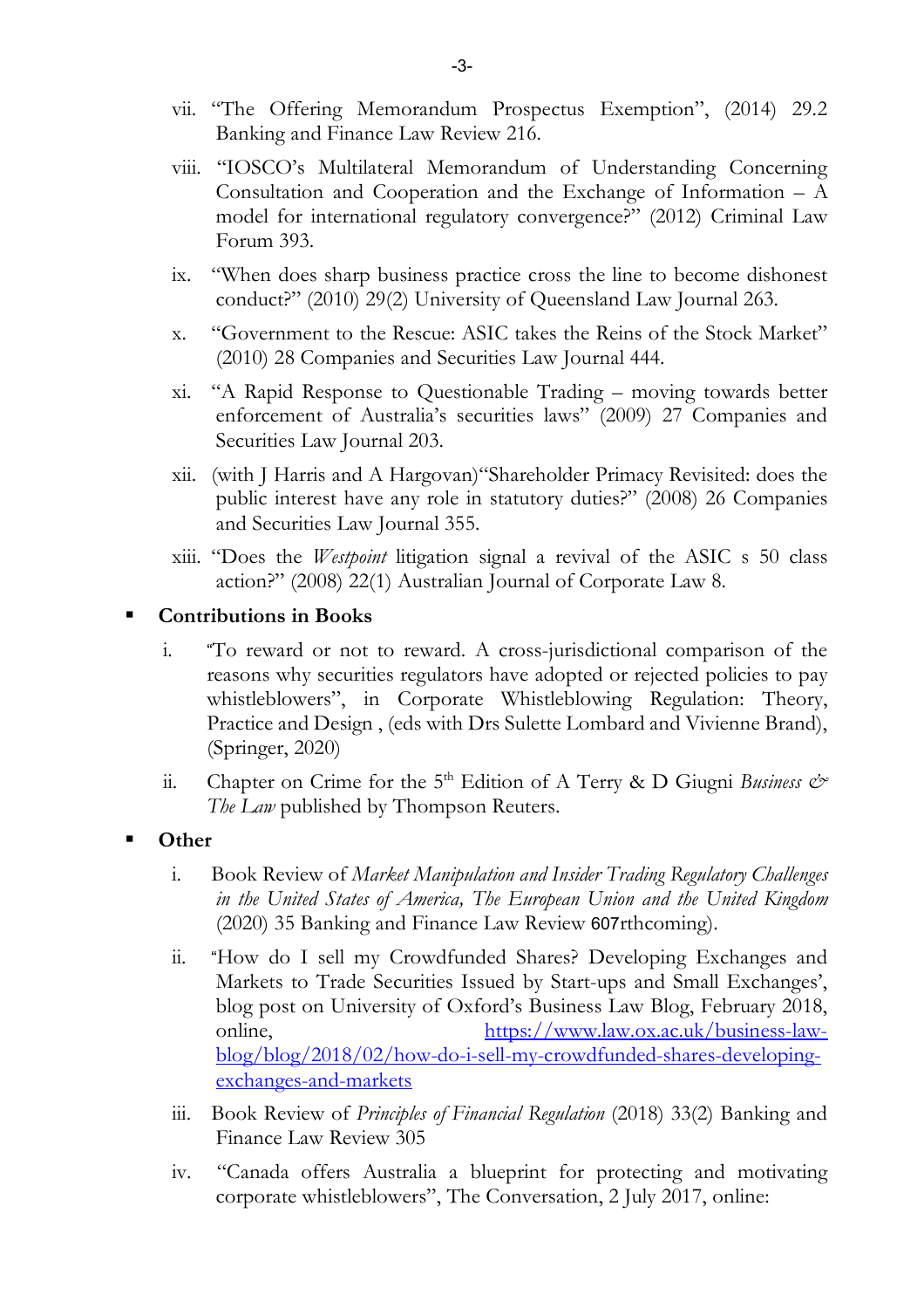vii. "The Offering Memorandum Prospectus Exemption", (2014) 29.2 Banking and Finance Law Review 216.

viii. "IOSCO's Multilateral Memorandum of Understanding Concerning Consultation and Cooperation and the Exchange of Information – A model for international regulatory convergence?" (2012) Criminal Law Forum 393.

ix. "When does sharp business practice cross the line to become dishonest conduct?" (2010) 29(2) University of Queensland Law Journal 263.

x. "Government to the Rescue: ASIC takes the Reins of the Stock Market" (2010) 28 Companies and Securities Law Journal 444.

xi. "A Rapid Response to Questionable Trading – moving towards better enforcement of Australia's securities laws" (2009) 27 Companies and Securities Law Journal 203.

xii. (with J Harris and A Hargovan)"Shareholder Primacy Revisited: does the public interest have any role in statutory duties?" (2008) 26 Companies and Securities Law Journal 355.

xiii. "Does the *Westpoint* litigation signal a revival of the ASIC s 50 class action?" (2008) 22(1) Australian Journal of Corporate Law 8.

- **Contributions in Books**

i. "To reward or not to reward. A cross-jurisdictional comparison of the reasons why securities regulators have adopted or rejected policies to pay whistleblowers", in Corporate Whistleblowing Regulation: Theory, Practice and Design , (eds with Drs Sulette Lombard and Vivienne Brand), (Springer, 2020)

ii. Chapter on Crime for the 5th Edition of A Terry & D Giugni *Business & The Law* published by Thompson Reuters.

- **Other**

i. Book Review of *Market Manipulation and Insider Trading Regulatory Challenges in the United States of America, The European Union and the United Kingdom* (2020) 35 Banking and Finance Law Review 607rthcoming).

ii. "How do I sell my Crowdfunded Shares? Developing Exchanges and Markets to Trade Securities Issued by Start-ups and Small Exchanges', blog post on University of Oxford's Business Law Blog, February 2018, online, https://www.law.ox.ac.uk/business-law-blog/blog/2018/02/how-do-i-sell-my-crowdfunded-shares-developing-exchanges-and-markets

iii. Book Review of *Principles of Financial Regulation* (2018) 33(2) Banking and Finance Law Review 305

iv. "Canada offers Australia a blueprint for protecting and motivating corporate whistleblowers", The Conversation, 2 July 2017, online: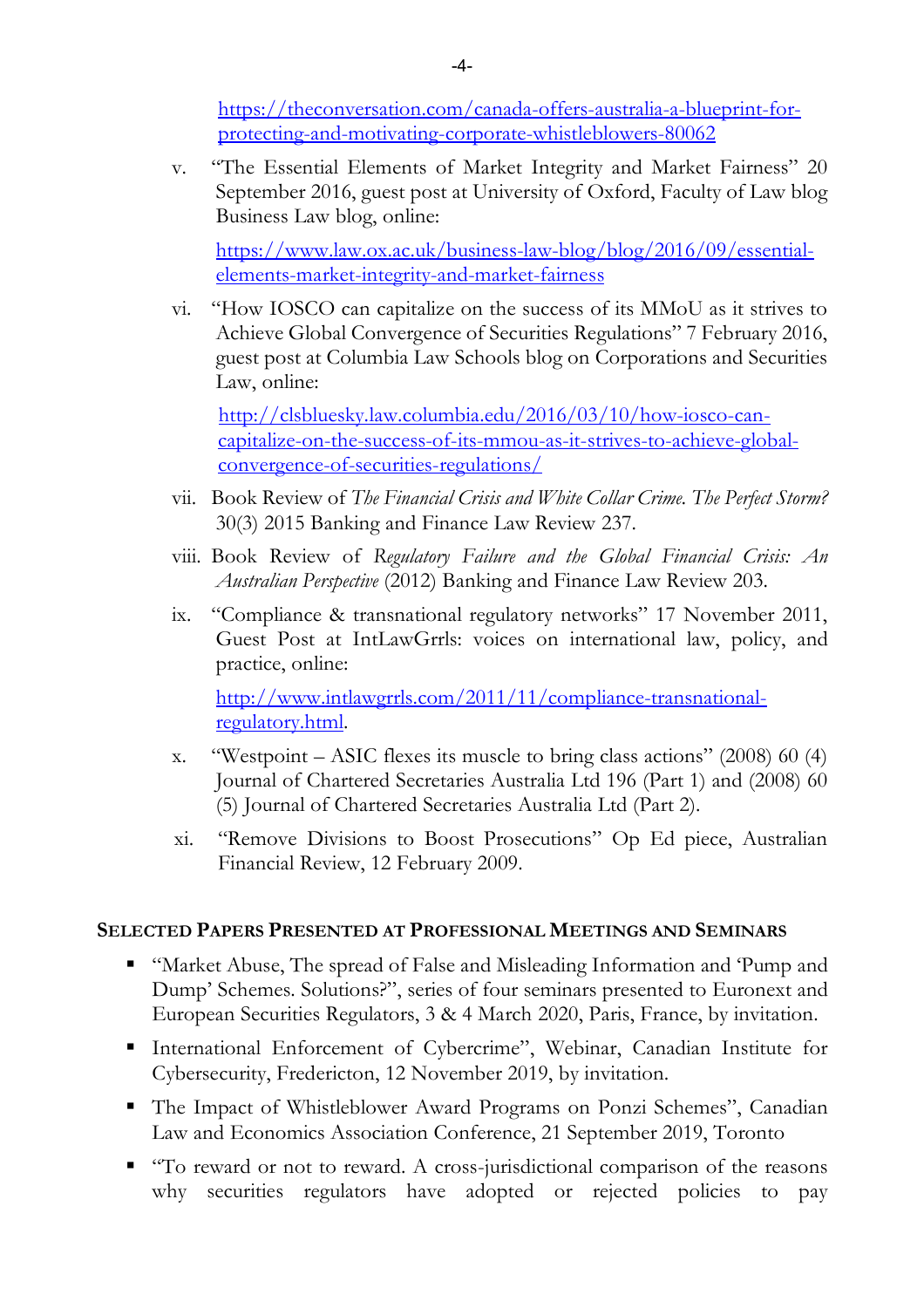https://theconversation.com/canada-offers-australia-a-blueprint-for-protecting-and-motivating-corporate-whistleblowers-80062

v. "The Essential Elements of Market Integrity and Market Fairness" 20 September 2016, guest post at University of Oxford, Faculty of Law blog Business Law blog, online:

   https://www.law.ox.ac.uk/business-law-blog/blog/2016/09/essential-elements-market-integrity-and-market-fairness

vi. "How IOSCO can capitalize on the success of its MMoU as it strives to Achieve Global Convergence of Securities Regulations" 7 February 2016, guest post at Columbia Law Schools blog on Corporations and Securities Law, online:

   http://clsbluesky.law.columbia.edu/2016/03/10/how-iosco-can-capitalize-on-the-success-of-its-mmou-as-it-strives-to-achieve-global-convergence-of-securities-regulations/

vii. Book Review of *The Financial Crisis and White Collar Crime. The Perfect Storm?* 30(3) 2015 Banking and Finance Law Review 237.

viii. Book Review of *Regulatory Failure and the Global Financial Crisis: An Australian Perspective* (2012) Banking and Finance Law Review 203.

ix. "Compliance & transnational regulatory networks" 17 November 2011, Guest Post at IntLawGrrls: voices on international law, policy, and practice, online:

   http://www.intlawgrrls.com/2011/11/compliance-transnational-regulatory.html.

x. "Westpoint – ASIC flexes its muscle to bring class actions" (2008) 60 (4) Journal of Chartered Secretaries Australia Ltd 196 (Part 1) and (2008) 60 (5) Journal of Chartered Secretaries Australia Ltd (Part 2).

xi. "Remove Divisions to Boost Prosecutions" Op Ed piece, Australian Financial Review, 12 February 2009.

## Selected Papers Presented at Professional Meetings and Seminars

- "Market Abuse, The spread of False and Misleading Information and 'Pump and Dump' Schemes. Solutions?", series of four seminars presented to Euronext and European Securities Regulators, 3 & 4 March 2020, Paris, France, by invitation.
- International Enforcement of Cybercrime", Webinar, Canadian Institute for Cybersecurity, Fredericton, 12 November 2019, by invitation.
- The Impact of Whistleblower Award Programs on Ponzi Schemes", Canadian Law and Economics Association Conference, 21 September 2019, Toronto
- "To reward or not to reward. A cross-jurisdictional comparison of the reasons why securities regulators have adopted or rejected policies to pay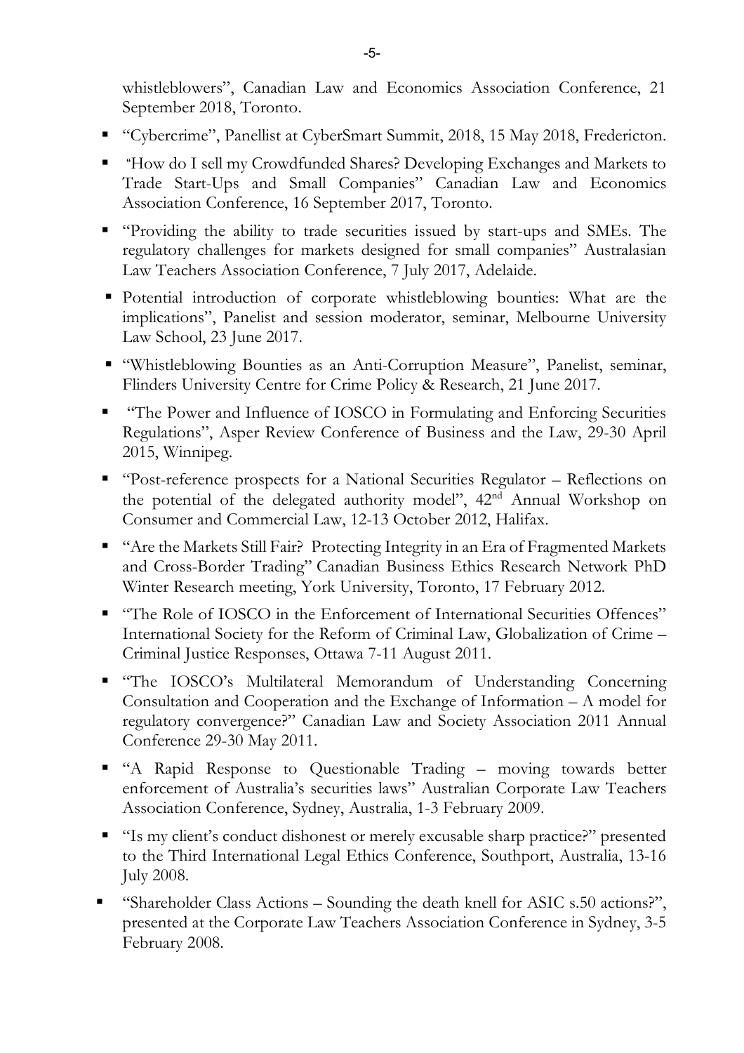whistleblowers", Canadian Law and Economics Association Conference, 21 September 2018, Toronto.

- "Cybercrime", Panellist at CyberSmart Summit, 2018, 15 May 2018, Fredericton.
- "How do I sell my Crowdfunded Shares? Developing Exchanges and Markets to Trade Start-Ups and Small Companies" Canadian Law and Economics Association Conference, 16 September 2017, Toronto.
- "Providing the ability to trade securities issued by start-ups and SMEs. The regulatory challenges for markets designed for small companies" Australasian Law Teachers Association Conference, 7 July 2017, Adelaide.
- Potential introduction of corporate whistleblowing bounties: What are the implications", Panelist and session moderator, seminar, Melbourne University Law School, 23 June 2017.
- "Whistleblowing Bounties as an Anti-Corruption Measure", Panelist, seminar, Flinders University Centre for Crime Policy & Research, 21 June 2017.
- "The Power and Influence of IOSCO in Formulating and Enforcing Securities Regulations", Asper Review Conference of Business and the Law, 29-30 April 2015, Winnipeg.
- "Post-reference prospects for a National Securities Regulator – Reflections on the potential of the delegated authority model", 42nd Annual Workshop on Consumer and Commercial Law, 12-13 October 2012, Halifax.
- "Are the Markets Still Fair? Protecting Integrity in an Era of Fragmented Markets and Cross-Border Trading" Canadian Business Ethics Research Network PhD Winter Research meeting, York University, Toronto, 17 February 2012.
- "The Role of IOSCO in the Enforcement of International Securities Offences" International Society for the Reform of Criminal Law, Globalization of Crime – Criminal Justice Responses, Ottawa 7-11 August 2011.
- "The IOSCO's Multilateral Memorandum of Understanding Concerning Consultation and Cooperation and the Exchange of Information – A model for regulatory convergence?" Canadian Law and Society Association 2011 Annual Conference 29-30 May 2011.
- "A Rapid Response to Questionable Trading – moving towards better enforcement of Australia's securities laws" Australian Corporate Law Teachers Association Conference, Sydney, Australia, 1-3 February 2009.
- "Is my client's conduct dishonest or merely excusable sharp practice?" presented to the Third International Legal Ethics Conference, Southport, Australia, 13-16 July 2008.
- "Shareholder Class Actions – Sounding the death knell for ASIC s.50 actions?", presented at the Corporate Law Teachers Association Conference in Sydney, 3-5 February 2008.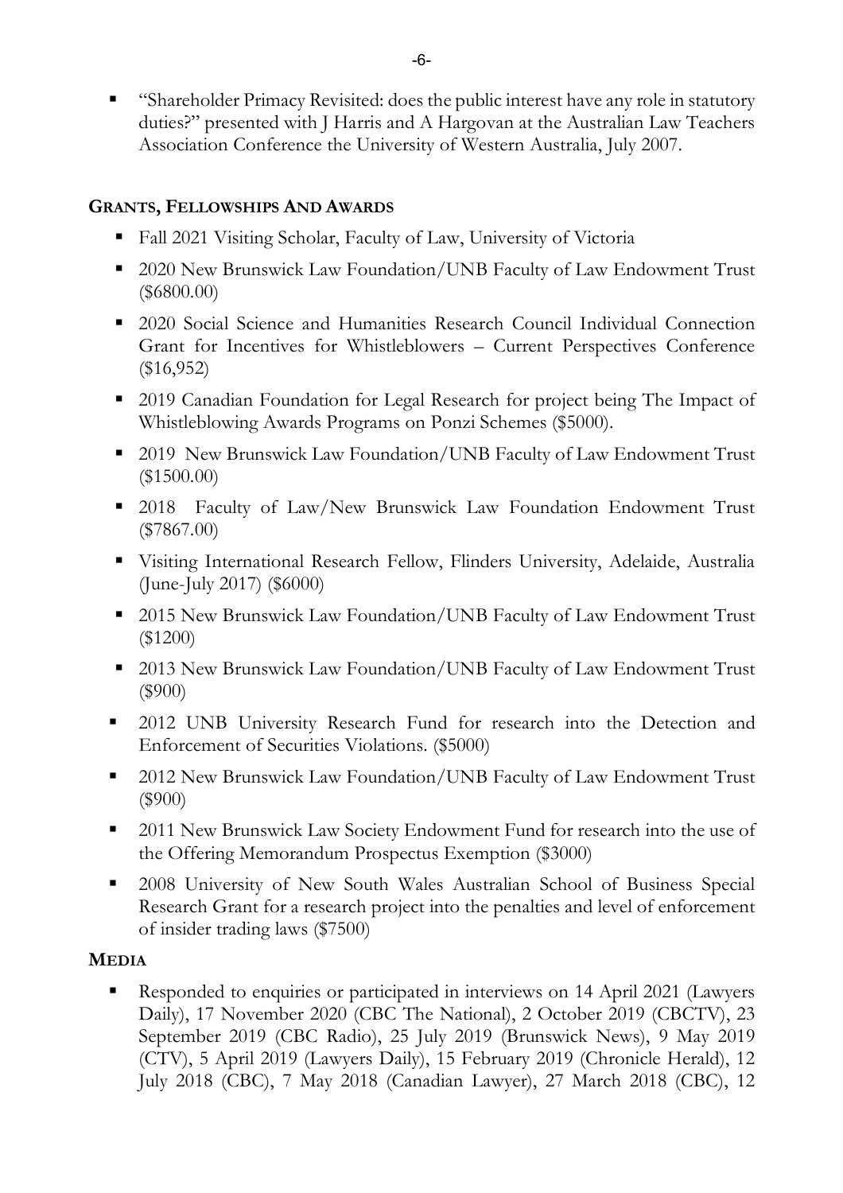- "Shareholder Primacy Revisited: does the public interest have any role in statutory duties?" presented with J Harris and A Hargovan at the Australian Law Teachers Association Conference the University of Western Australia, July 2007.

## GRANTS, FELLOWSHIPS AND AWARDS

- Fall 2021 Visiting Scholar, Faculty of Law, University of Victoria
- 2020 New Brunswick Law Foundation/UNB Faculty of Law Endowment Trust ($6800.00)
- 2020 Social Science and Humanities Research Council Individual Connection Grant for Incentives for Whistleblowers – Current Perspectives Conference ($16,952)
- 2019 Canadian Foundation for Legal Research for project being The Impact of Whistleblowing Awards Programs on Ponzi Schemes ($5000).
- 2019 New Brunswick Law Foundation/UNB Faculty of Law Endowment Trust ($1500.00)
- 2018 Faculty of Law/New Brunswick Law Foundation Endowment Trust ($7867.00)
- Visiting International Research Fellow, Flinders University, Adelaide, Australia (June-July 2017) ($6000)
- 2015 New Brunswick Law Foundation/UNB Faculty of Law Endowment Trust ($1200)
- 2013 New Brunswick Law Foundation/UNB Faculty of Law Endowment Trust ($900)
- 2012 UNB University Research Fund for research into the Detection and Enforcement of Securities Violations. ($5000)
- 2012 New Brunswick Law Foundation/UNB Faculty of Law Endowment Trust ($900)
- 2011 New Brunswick Law Society Endowment Fund for research into the use of the Offering Memorandum Prospectus Exemption ($3000)
- 2008 University of New South Wales Australian School of Business Special Research Grant for a research project into the penalties and level of enforcement of insider trading laws ($7500)

## MEDIA

- Responded to enquiries or participated in interviews on 14 April 2021 (Lawyers Daily), 17 November 2020 (CBC The National), 2 October 2019 (CBCTV), 23 September 2019 (CBC Radio), 25 July 2019 (Brunswick News), 9 May 2019 (CTV), 5 April 2019 (Lawyers Daily), 15 February 2019 (Chronicle Herald), 12 July 2018 (CBC), 7 May 2018 (Canadian Lawyer), 27 March 2018 (CBC), 12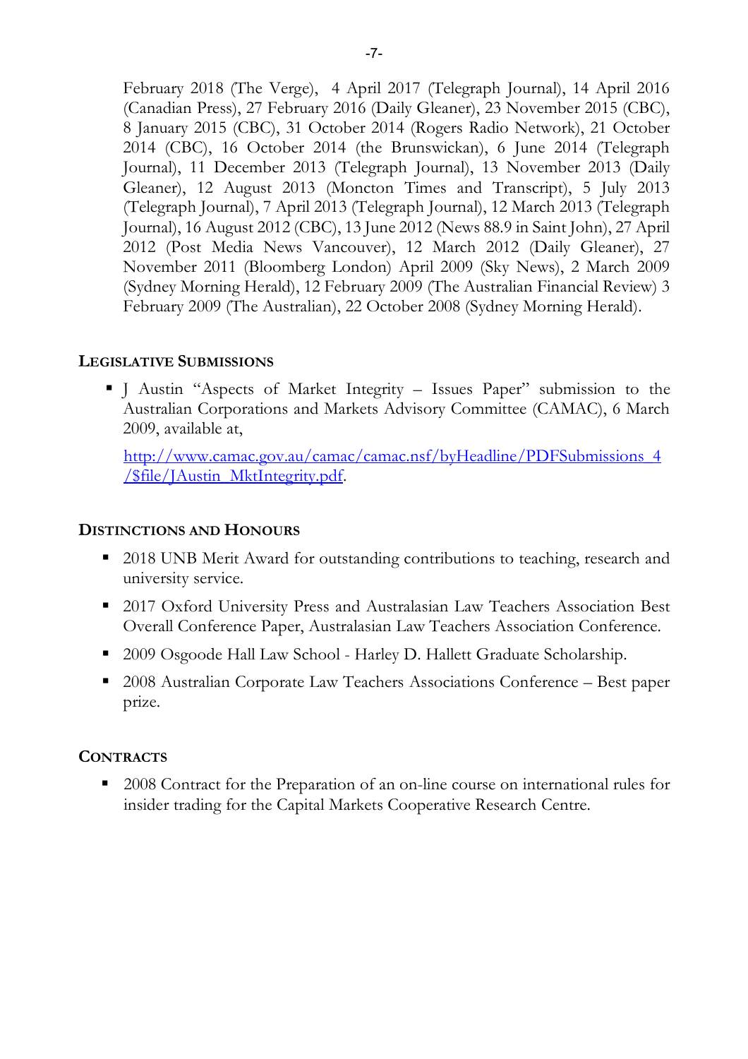February 2018 (The Verge), 4 April 2017 (Telegraph Journal), 14 April 2016 (Canadian Press), 27 February 2016 (Daily Gleaner), 23 November 2015 (CBC), 8 January 2015 (CBC), 31 October 2014 (Rogers Radio Network), 21 October 2014 (CBC), 16 October 2014 (the Brunswickan), 6 June 2014 (Telegraph Journal), 11 December 2013 (Telegraph Journal), 13 November 2013 (Daily Gleaner), 12 August 2013 (Moncton Times and Transcript), 5 July 2013 (Telegraph Journal), 7 April 2013 (Telegraph Journal), 12 March 2013 (Telegraph Journal), 16 August 2012 (CBC), 13 June 2012 (News 88.9 in Saint John), 27 April 2012 (Post Media News Vancouver), 12 March 2012 (Daily Gleaner), 27 November 2011 (Bloomberg London) April 2009 (Sky News), 2 March 2009 (Sydney Morning Herald), 12 February 2009 (The Australian Financial Review) 3 February 2009 (The Australian), 22 October 2008 (Sydney Morning Herald).

## Legislative Submissions

- J Austin "Aspects of Market Integrity – Issues Paper" submission to the Australian Corporations and Markets Advisory Committee (CAMAC), 6 March 2009, available at,

  http://www.camac.gov.au/camac/camac.nsf/byHeadline/PDFSubmissions_4/$file/JAustin_MktIntegrity.pdf.

## Distinctions and Honours

- 2018 UNB Merit Award for outstanding contributions to teaching, research and university service.
- 2017 Oxford University Press and Australasian Law Teachers Association Best Overall Conference Paper, Australasian Law Teachers Association Conference.
- 2009 Osgoode Hall Law School - Harley D. Hallett Graduate Scholarship.
- 2008 Australian Corporate Law Teachers Associations Conference – Best paper prize.

## Contracts

- 2008 Contract for the Preparation of an on-line course on international rules for insider trading for the Capital Markets Cooperative Research Centre.